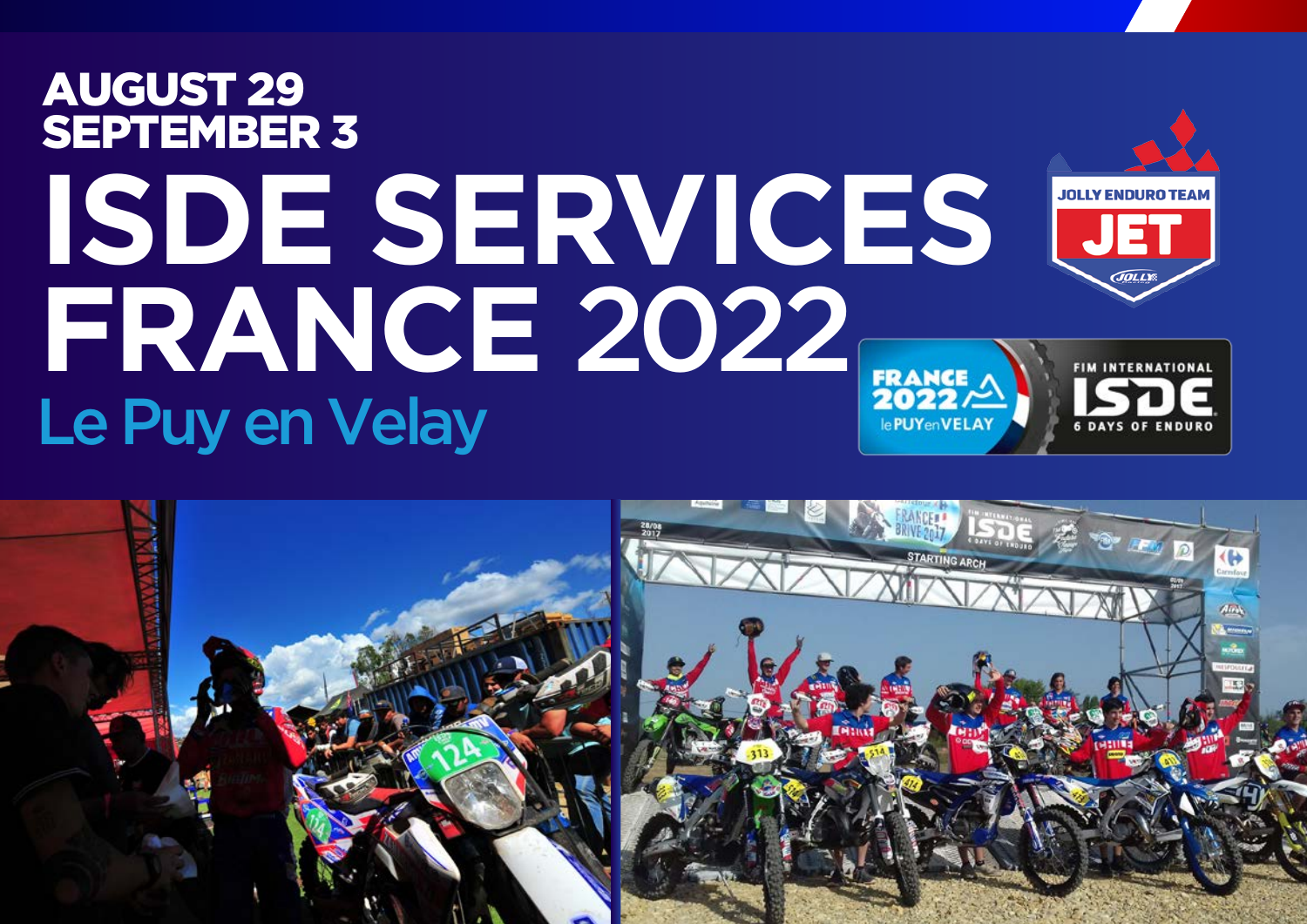**AUGUST 29**
**SEPTEMBER 3**

# ISDE SERVICES FRANCE 2022

## Le Puy en Velay

JOLLY ENDURO TEAM
JET

FRANCE 2022 le PUY en VELAY

FIM INTERNATIONAL ISDE 6 DAYS OF ENDURO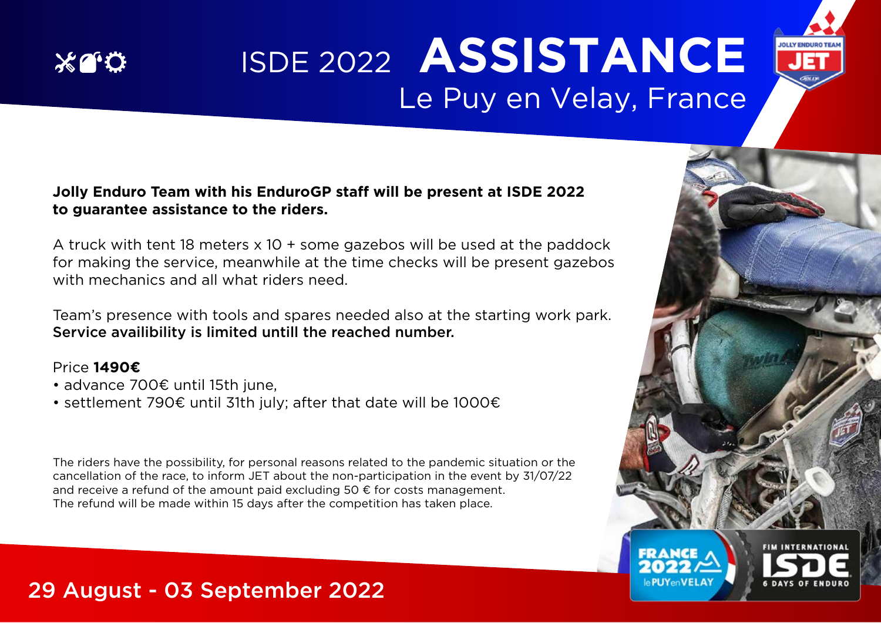# ISDE 2022 ASSISTANCE

## Le Puy en Velay, France

**Jolly Enduro Team with his EnduroGP staff will be present at ISDE 2022 to guarantee assistance to the riders.**

A truck with tent 18 meters x 10 + some gazebos will be used at the paddock for making the service, meanwhile at the time checks will be present gazebos with mechanics and all what riders need.

Team's presence with tools and spares needed also at the starting work park.
**Service availibility is limited untill the reached number.**

Price **1490€**

- advance 700€ until 15th june,
- settlement 790€ until 31th july; after that date will be 1000€

The riders have the possibility, for personal reasons related to the pandemic situation or the cancellation of the race, to inform JET about the non-participation in the event by 31/07/22 and receive a refund of the amount paid excluding 50 € for costs management.
The refund will be made within 15 days after the competition has taken place.

29 August - 03 September 2022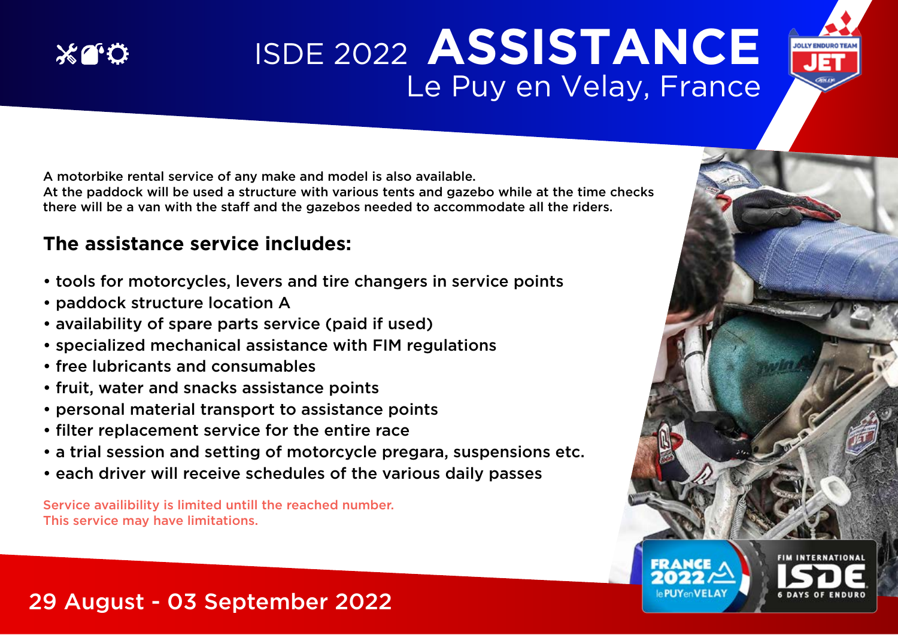# ISDE 2022 ASSISTANCE

## Le Puy en Velay, France

A motorbike rental service of any make and model is also available.
At the paddock will be used a structure with various tents and gazebo while at the time checks there will be a van with the staff and the gazebos needed to accommodate all the riders.

## The assistance service includes:

- tools for motorcycles, levers and tire changers in service points
- paddock structure location A
- availability of spare parts service (paid if used)
- specialized mechanical assistance with FIM regulations
- free lubricants and consumables
- fruit, water and snacks assistance points
- personal material transport to assistance points
- filter replacement service for the entire race
- a trial session and setting of motorcycle pregara, suspensions etc.
- each driver will receive schedules of the various daily passes

Service availibility is limited untill the reached number.
This service may have limitations.

29 August - 03 September 2022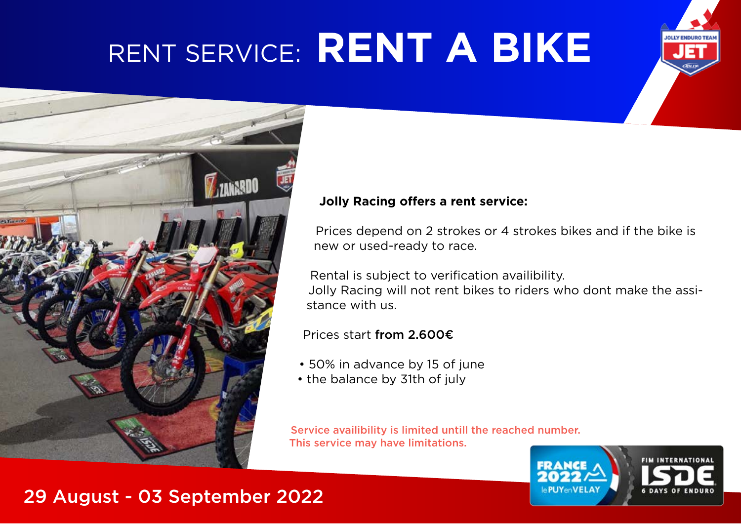# RENT SERVICE: **RENT A BIKE**

**Jolly Racing offers a rent service:**

Prices depend on 2 strokes or 4 strokes bikes and if the bike is new or used-ready to race.

Rental is subject to verification availibility.
Jolly Racing will not rent bikes to riders who dont make the assistance with us.

Prices start **from 2.600€**

- 50% in advance by 15 of june
- the balance by 31th of july

Service availibility is limited untill the reached number.
This service may have limitations.

29 August - 03 September 2022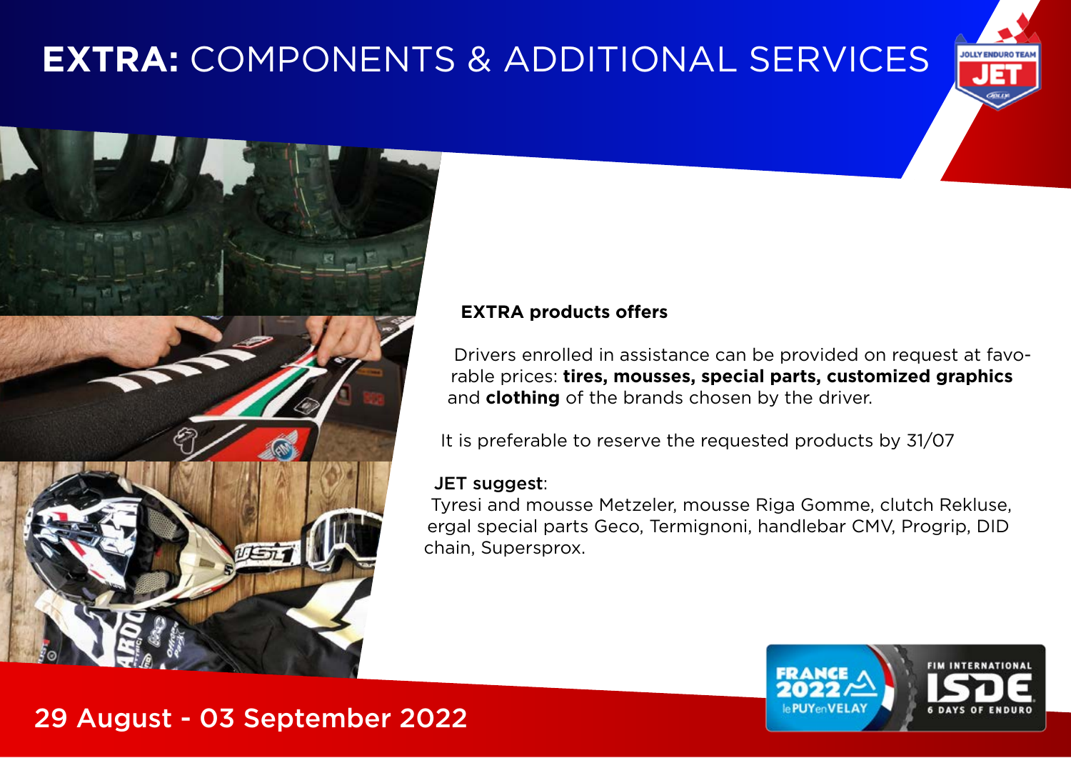# **EXTRA:** COMPONENTS & ADDITIONAL SERVICES

**EXTRA products offers**

Drivers enrolled in assistance can be provided on request at favorable prices: **tires, mousses, special parts, customized graphics** and **clothing** of the brands chosen by the driver.

It is preferable to reserve the requested products by 31/07

JET suggest:

Tyresi and mousse Metzeler, mousse Riga Gomme, clutch Rekluse, ergal special parts Geco, Termignoni, handlebar CMV, Progrip, DID chain, Supersprox.

29 August - 03 September 2022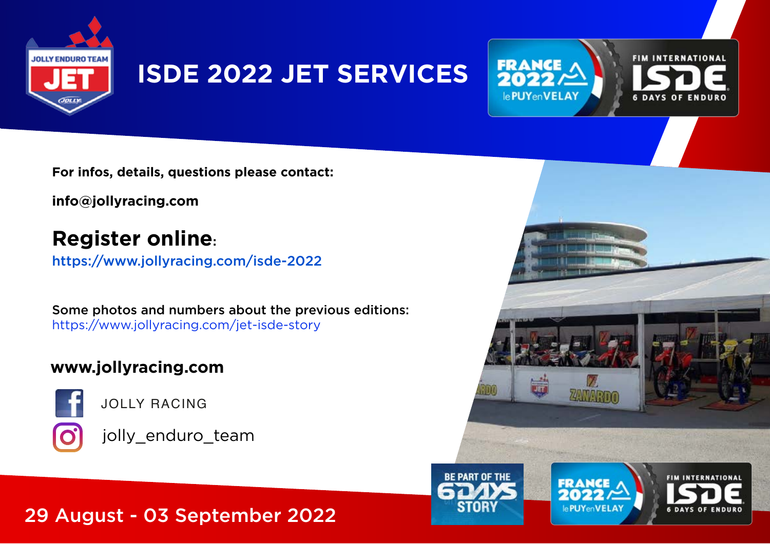# ISDE 2022 JET SERVICES

**For infos, details, questions please contact:**

**info@jollyracing.com**

## Register online:

https://www.jollyracing.com/isde-2022

Some photos and numbers about the previous editions:
https://www.jollyracing.com/jet-isde-story

**www.jollyracing.com**

JOLLY RACING

jolly_enduro_team

29 August - 03 September 2022